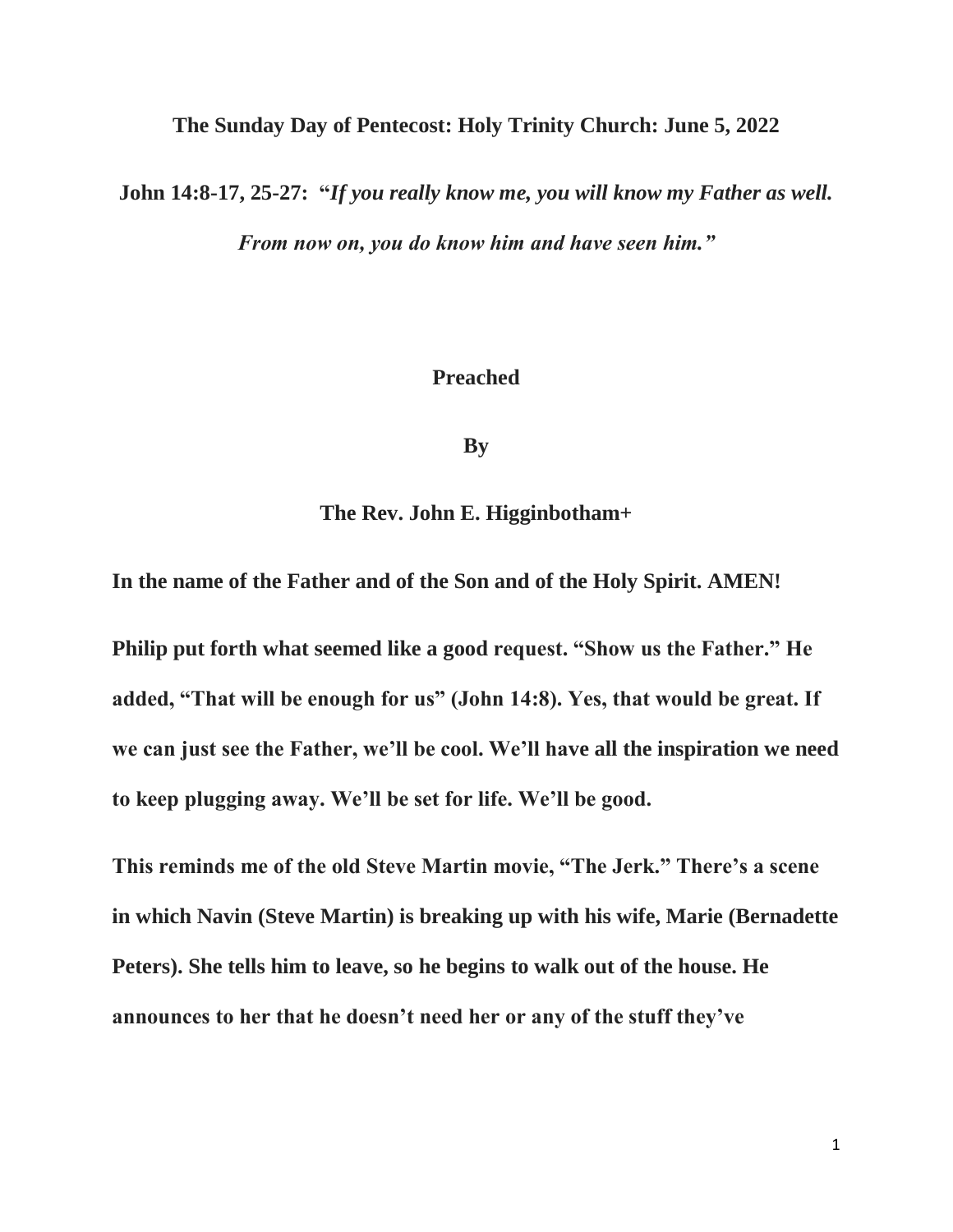**The Sunday Day of Pentecost: Holy Trinity Church: June 5, 2022**

**John 14:8-17, 25-27: "*If you really know me, you will know my Father as well. From now on, you do know him and have seen him.*"**

**Preached**

**By**

**The Rev. John E. Higginbotham+**

**In the name of the Father and of the Son and of the Holy Spirit. AMEN!**

**Philip put forth what seemed like a good request. "Show us the Father." He added, "That will be enough for us" (John 14:8). Yes, that would be great. If we can just see the Father, we'll be cool. We'll have all the inspiration we need to keep plugging away. We'll be set for life. We'll be good.**

**This reminds me of the old Steve Martin movie, "The Jerk." There's a scene in which Navin (Steve Martin) is breaking up with his wife, Marie (Bernadette Peters). She tells him to leave, so he begins to walk out of the house. He announces to her that he doesn't need her or any of the stuff they've**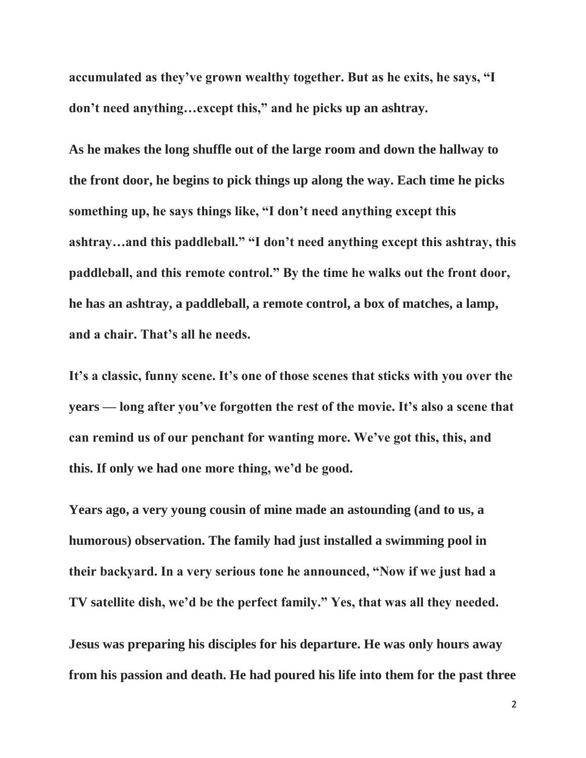**accumulated as they've grown wealthy together. But as he exits, he says, "I don't need anything…except this," and he picks up an ashtray.**

**As he makes the long shuffle out of the large room and down the hallway to the front door, he begins to pick things up along the way. Each time he picks something up, he says things like, "I don't need anything except this ashtray…and this paddleball." "I don't need anything except this ashtray, this paddleball, and this remote control." By the time he walks out the front door, he has an ashtray, a paddleball, a remote control, a box of matches, a lamp, and a chair. That's all he needs.**

**It's a classic, funny scene. It's one of those scenes that sticks with you over the years — long after you've forgotten the rest of the movie. It's also a scene that can remind us of our penchant for wanting more. We've got this, this, and this. If only we had one more thing, we'd be good.**

**Years ago, a very young cousin of mine made an astounding (and to us, a humorous) observation. The family had just installed a swimming pool in their backyard. In a very serious tone he announced, "Now if we just had a TV satellite dish, we'd be the perfect family." Yes, that was all they needed.**

**Jesus was preparing his disciples for his departure. He was only hours away from his passion and death. He had poured his life into them for the past three**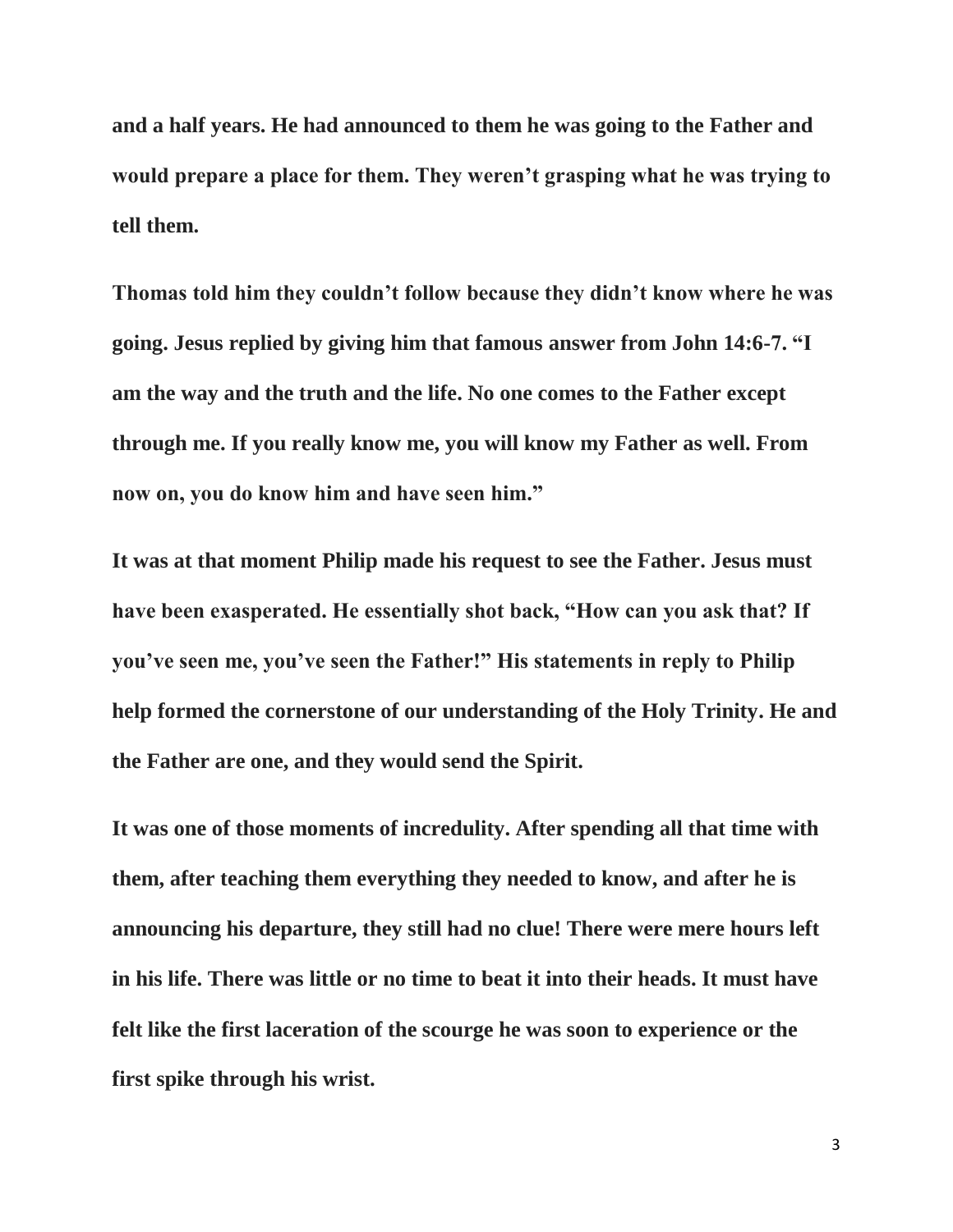**and a half years. He had announced to them he was going to the Father and would prepare a place for them. They weren't grasping what he was trying to tell them.**

**Thomas told him they couldn't follow because they didn't know where he was going. Jesus replied by giving him that famous answer from John 14:6-7. "I am the way and the truth and the life. No one comes to the Father except through me. If you really know me, you will know my Father as well. From now on, you do know him and have seen him."**

**It was at that moment Philip made his request to see the Father. Jesus must have been exasperated. He essentially shot back, "How can you ask that? If you've seen me, you've seen the Father!" His statements in reply to Philip help formed the cornerstone of our understanding of the Holy Trinity. He and the Father are one, and they would send the Spirit.**

**It was one of those moments of incredulity. After spending all that time with them, after teaching them everything they needed to know, and after he is announcing his departure, they still had no clue! There were mere hours left in his life. There was little or no time to beat it into their heads. It must have felt like the first laceration of the scourge he was soon to experience or the first spike through his wrist.**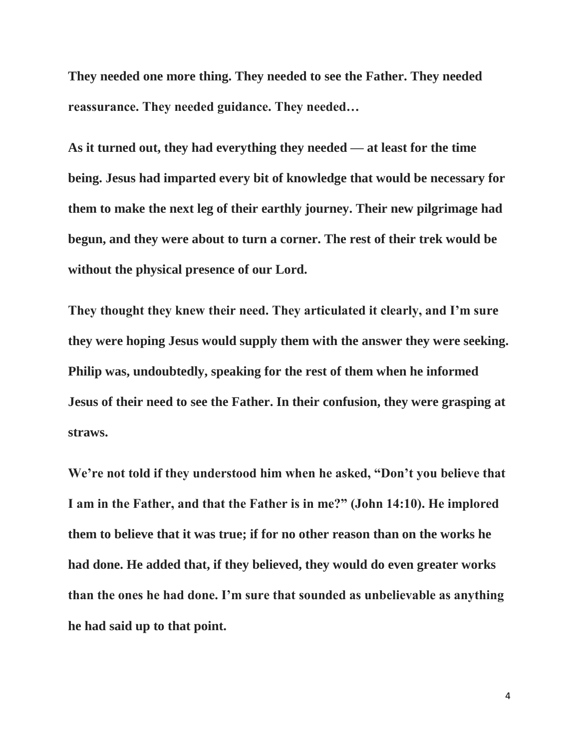**They needed one more thing. They needed to see the Father. They needed reassurance. They needed guidance. They needed…**

**As it turned out, they had everything they needed — at least for the time being. Jesus had imparted every bit of knowledge that would be necessary for them to make the next leg of their earthly journey. Their new pilgrimage had begun, and they were about to turn a corner. The rest of their trek would be without the physical presence of our Lord.**

**They thought they knew their need. They articulated it clearly, and I'm sure they were hoping Jesus would supply them with the answer they were seeking. Philip was, undoubtedly, speaking for the rest of them when he informed Jesus of their need to see the Father. In their confusion, they were grasping at straws.**

**We're not told if they understood him when he asked, "Don't you believe that I am in the Father, and that the Father is in me?" (John 14:10). He implored them to believe that it was true; if for no other reason than on the works he had done. He added that, if they believed, they would do even greater works than the ones he had done. I'm sure that sounded as unbelievable as anything he had said up to that point.**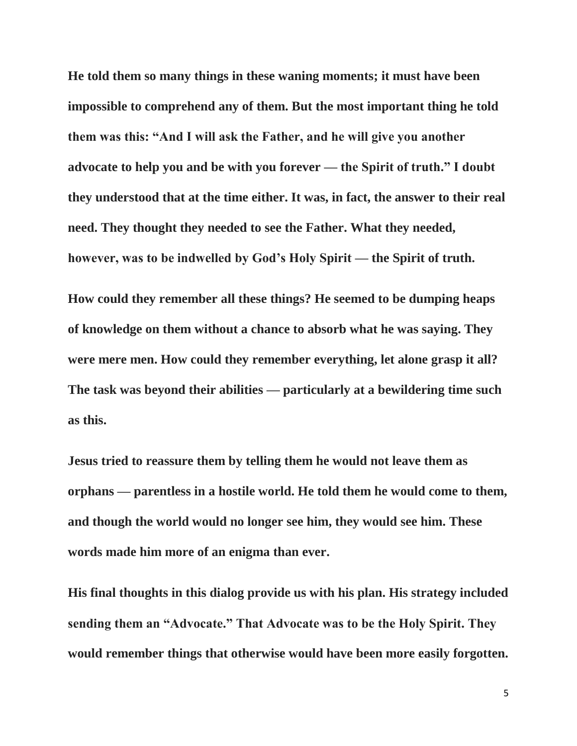**He told them so many things in these waning moments; it must have been impossible to comprehend any of them. But the most important thing he told them was this: "And I will ask the Father, and he will give you another advocate to help you and be with you forever — the Spirit of truth." I doubt they understood that at the time either. It was, in fact, the answer to their real need. They thought they needed to see the Father. What they needed, however, was to be indwelled by God's Holy Spirit — the Spirit of truth.**

**How could they remember all these things? He seemed to be dumping heaps of knowledge on them without a chance to absorb what he was saying. They were mere men. How could they remember everything, let alone grasp it all? The task was beyond their abilities — particularly at a bewildering time such as this.**

**Jesus tried to reassure them by telling them he would not leave them as orphans — parentless in a hostile world. He told them he would come to them, and though the world would no longer see him, they would see him. These words made him more of an enigma than ever.**

**His final thoughts in this dialog provide us with his plan. His strategy included sending them an "Advocate." That Advocate was to be the Holy Spirit. They would remember things that otherwise would have been more easily forgotten.**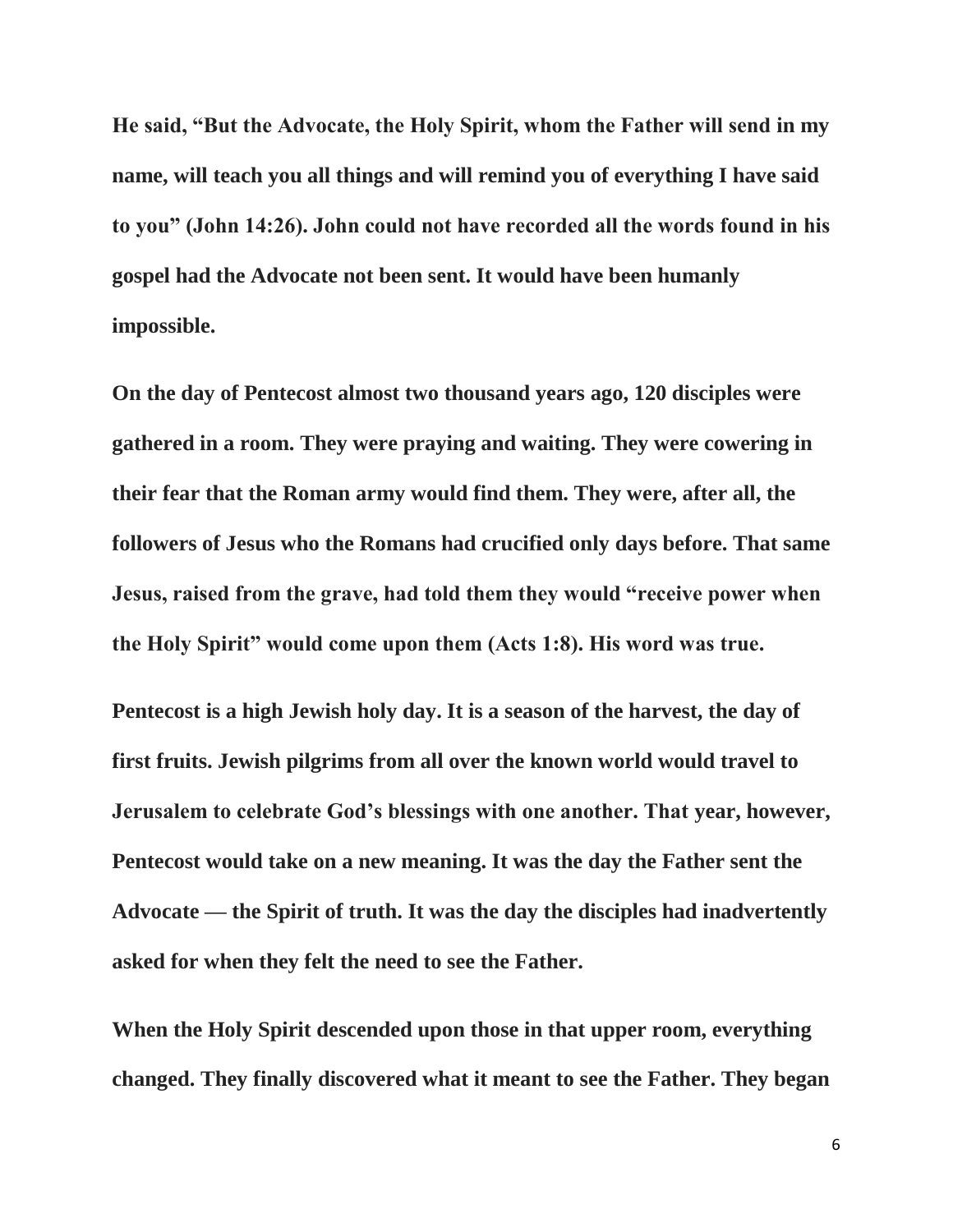**He said, "But the Advocate, the Holy Spirit, whom the Father will send in my name, will teach you all things and will remind you of everything I have said to you" (John 14:26). John could not have recorded all the words found in his gospel had the Advocate not been sent. It would have been humanly impossible.**

**On the day of Pentecost almost two thousand years ago, 120 disciples were gathered in a room. They were praying and waiting. They were cowering in their fear that the Roman army would find them. They were, after all, the followers of Jesus who the Romans had crucified only days before. That same Jesus, raised from the grave, had told them they would "receive power when the Holy Spirit" would come upon them (Acts 1:8). His word was true.**

**Pentecost is a high Jewish holy day. It is a season of the harvest, the day of first fruits. Jewish pilgrims from all over the known world would travel to Jerusalem to celebrate God's blessings with one another. That year, however, Pentecost would take on a new meaning. It was the day the Father sent the Advocate — the Spirit of truth. It was the day the disciples had inadvertently asked for when they felt the need to see the Father.**

**When the Holy Spirit descended upon those in that upper room, everything changed. They finally discovered what it meant to see the Father. They began**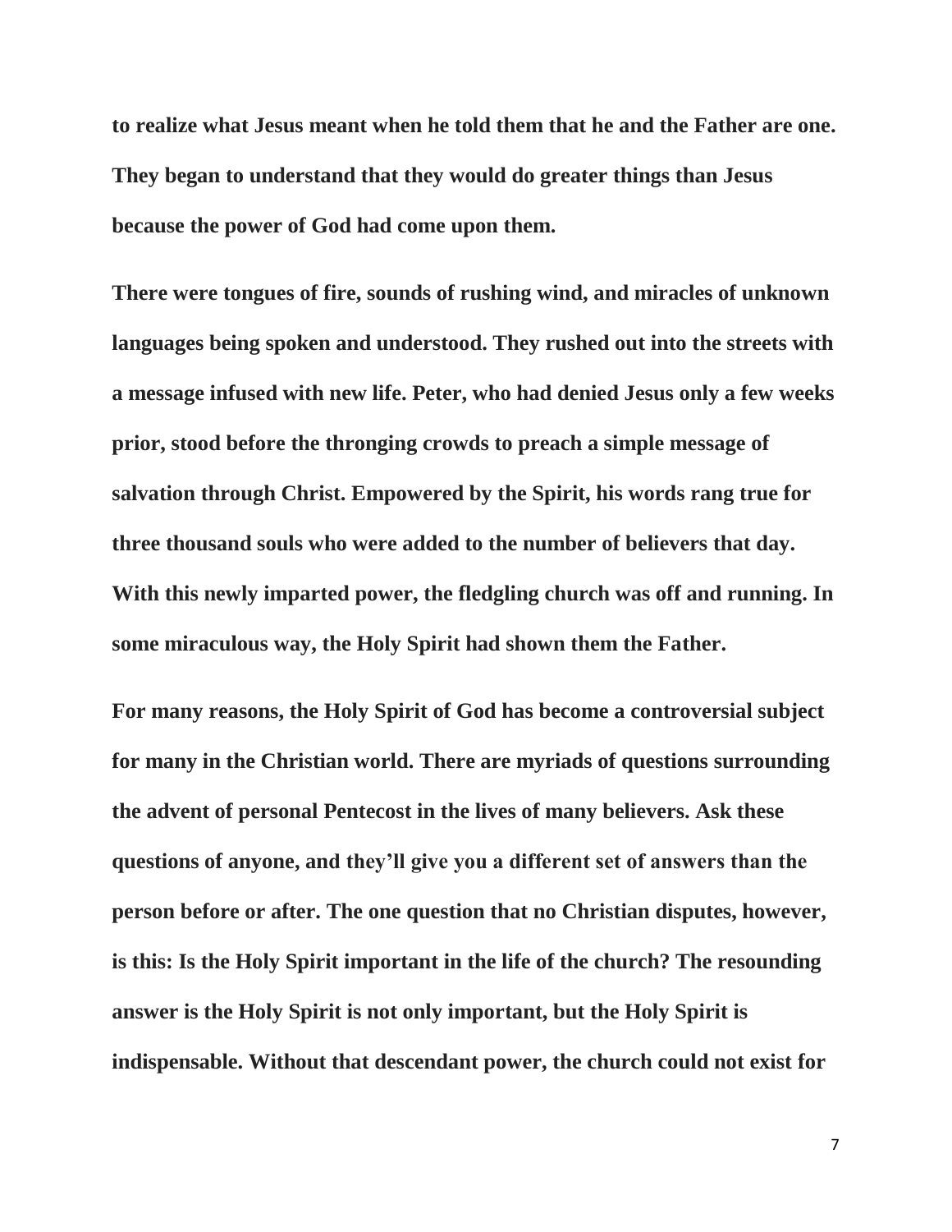to realize what Jesus meant when he told them that he and the Father are one. They began to understand that they would do greater things than Jesus because the power of God had come upon them.

There were tongues of fire, sounds of rushing wind, and miracles of unknown languages being spoken and understood. They rushed out into the streets with a message infused with new life. Peter, who had denied Jesus only a few weeks prior, stood before the thronging crowds to preach a simple message of salvation through Christ. Empowered by the Spirit, his words rang true for three thousand souls who were added to the number of believers that day. With this newly imparted power, the fledgling church was off and running. In some miraculous way, the Holy Spirit had shown them the Father.

For many reasons, the Holy Spirit of God has become a controversial subject for many in the Christian world. There are myriads of questions surrounding the advent of personal Pentecost in the lives of many believers. Ask these questions of anyone, and they'll give you a different set of answers than the person before or after. The one question that no Christian disputes, however, is this: Is the Holy Spirit important in the life of the church? The resounding answer is the Holy Spirit is not only important, but the Holy Spirit is indispensable. Without that descendant power, the church could not exist for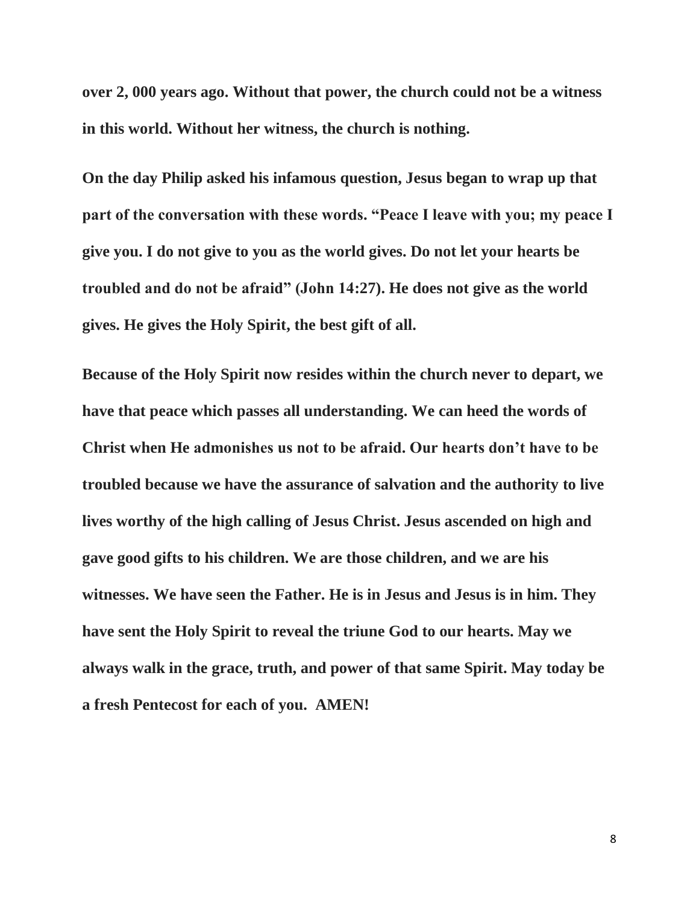**over 2, 000 years ago. Without that power, the church could not be a witness in this world. Without her witness, the church is nothing.**

**On the day Philip asked his infamous question, Jesus began to wrap up that part of the conversation with these words. "Peace I leave with you; my peace I give you. I do not give to you as the world gives. Do not let your hearts be troubled and do not be afraid" (John 14:27). He does not give as the world gives. He gives the Holy Spirit, the best gift of all.**

**Because of the Holy Spirit now resides within the church never to depart, we have that peace which passes all understanding. We can heed the words of Christ when He admonishes us not to be afraid. Our hearts don't have to be troubled because we have the assurance of salvation and the authority to live lives worthy of the high calling of Jesus Christ. Jesus ascended on high and gave good gifts to his children. We are those children, and we are his witnesses. We have seen the Father. He is in Jesus and Jesus is in him. They have sent the Holy Spirit to reveal the triune God to our hearts. May we always walk in the grace, truth, and power of that same Spirit. May today be a fresh Pentecost for each of you. AMEN!**